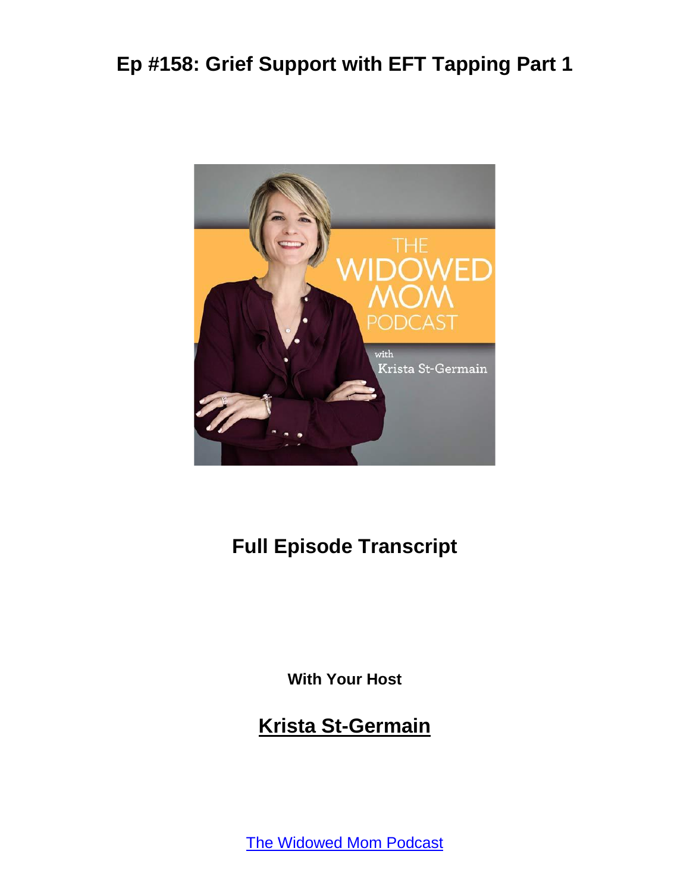# Ep #158: Grief Support with EFT Tapping Part 1

## Full Episode Transcript

**With Your Host**

## Krista St-Germain

The Widowed Mom Podcast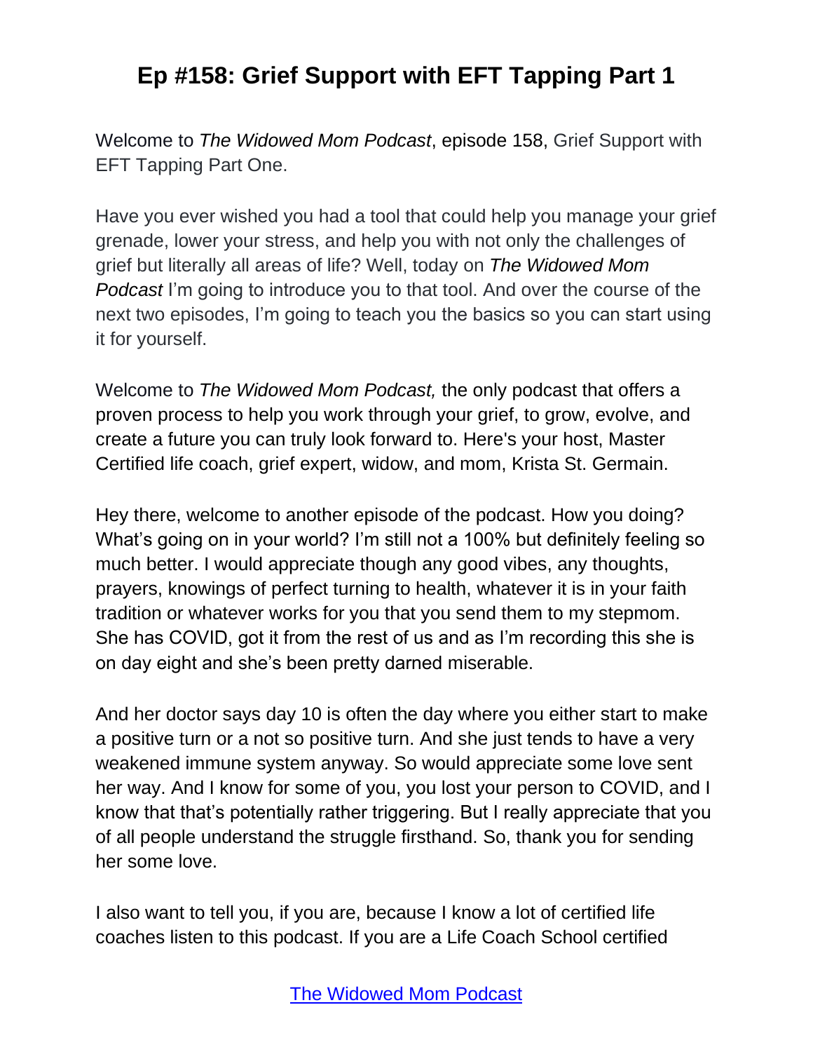# Ep #158: Grief Support with EFT Tapping Part 1

Welcome to *The Widowed Mom Podcast*, episode 158, Grief Support with EFT Tapping Part One.

Have you ever wished you had a tool that could help you manage your grief grenade, lower your stress, and help you with not only the challenges of grief but literally all areas of life? Well, today on *The Widowed Mom Podcast* I'm going to introduce you to that tool. And over the course of the next two episodes, I'm going to teach you the basics so you can start using it for yourself.

Welcome to *The Widowed Mom Podcast,* the only podcast that offers a proven process to help you work through your grief, to grow, evolve, and create a future you can truly look forward to. Here's your host, Master Certified life coach, grief expert, widow, and mom, Krista St. Germain.

Hey there, welcome to another episode of the podcast. How you doing? What's going on in your world? I'm still not a 100% but definitely feeling so much better. I would appreciate though any good vibes, any thoughts, prayers, knowings of perfect turning to health, whatever it is in your faith tradition or whatever works for you that you send them to my stepmom. She has COVID, got it from the rest of us and as I'm recording this she is on day eight and she's been pretty darned miserable.

And her doctor says day 10 is often the day where you either start to make a positive turn or a not so positive turn. And she just tends to have a very weakened immune system anyway. So would appreciate some love sent her way. And I know for some of you, you lost your person to COVID, and I know that that's potentially rather triggering. But I really appreciate that you of all people understand the struggle firsthand. So, thank you for sending her some love.

I also want to tell you, if you are, because I know a lot of certified life coaches listen to this podcast. If you are a Life Coach School certified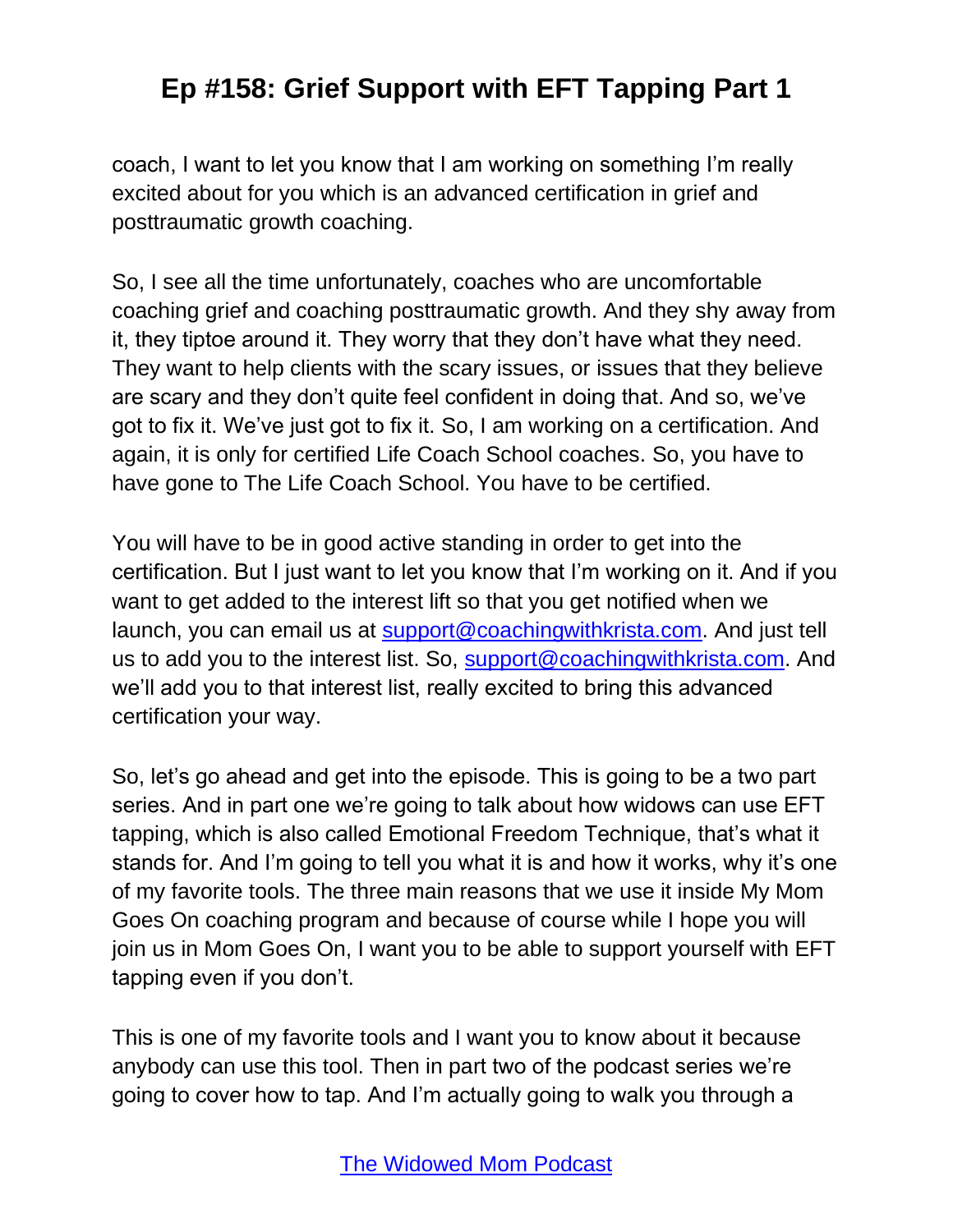coach, I want to let you know that I am working on something I'm really excited about for you which is an advanced certification in grief and posttraumatic growth coaching.

So, I see all the time unfortunately, coaches who are uncomfortable coaching grief and coaching posttraumatic growth. And they shy away from it, they tiptoe around it. They worry that they don't have what they need. They want to help clients with the scary issues, or issues that they believe are scary and they don't quite feel confident in doing that. And so, we've got to fix it. We've just got to fix it. So, I am working on a certification. And again, it is only for certified Life Coach School coaches. So, you have to have gone to The Life Coach School. You have to be certified.

You will have to be in good active standing in order to get into the certification. But I just want to let you know that I'm working on it. And if you want to get added to the interest lift so that you get notified when we launch, you can email us at [support@coachingwithkrista.com](mailto:support@coachingwithkrista.com). And just tell us to add you to the interest list. So, [support@coachingwithkrista.com](mailto:support@coachingwithkrista.com). And we'll add you to that interest list, really excited to bring this advanced certification your way.

So, let's go ahead and get into the episode. This is going to be a two part series. And in part one we're going to talk about how widows can use EFT tapping, which is also called Emotional Freedom Technique, that's what it stands for. And I'm going to tell you what it is and how it works, why it's one of my favorite tools. The three main reasons that we use it inside My Mom Goes On coaching program and because of course while I hope you will join us in Mom Goes On, I want you to be able to support yourself with EFT tapping even if you don't.

This is one of my favorite tools and I want you to know about it because anybody can use this tool. Then in part two of the podcast series we're going to cover how to tap. And I'm actually going to walk you through a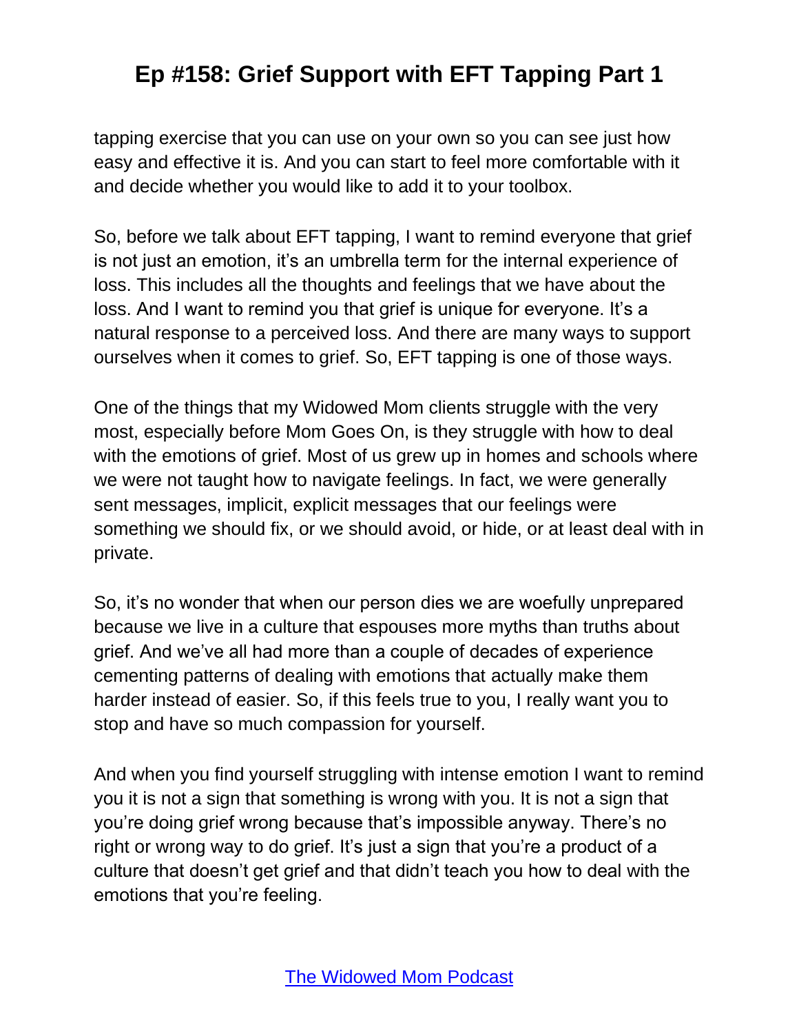tapping exercise that you can use on your own so you can see just how easy and effective it is. And you can start to feel more comfortable with it and decide whether you would like to add it to your toolbox.

So, before we talk about EFT tapping, I want to remind everyone that grief is not just an emotion, it's an umbrella term for the internal experience of loss. This includes all the thoughts and feelings that we have about the loss. And I want to remind you that grief is unique for everyone. It's a natural response to a perceived loss. And there are many ways to support ourselves when it comes to grief. So, EFT tapping is one of those ways.

One of the things that my Widowed Mom clients struggle with the very most, especially before Mom Goes On, is they struggle with how to deal with the emotions of grief. Most of us grew up in homes and schools where we were not taught how to navigate feelings. In fact, we were generally sent messages, implicit, explicit messages that our feelings were something we should fix, or we should avoid, or hide, or at least deal with in private.

So, it's no wonder that when our person dies we are woefully unprepared because we live in a culture that espouses more myths than truths about grief. And we've all had more than a couple of decades of experience cementing patterns of dealing with emotions that actually make them harder instead of easier. So, if this feels true to you, I really want you to stop and have so much compassion for yourself.

And when you find yourself struggling with intense emotion I want to remind you it is not a sign that something is wrong with you. It is not a sign that you're doing grief wrong because that's impossible anyway. There's no right or wrong way to do grief. It's just a sign that you're a product of a culture that doesn't get grief and that didn't teach you how to deal with the emotions that you're feeling.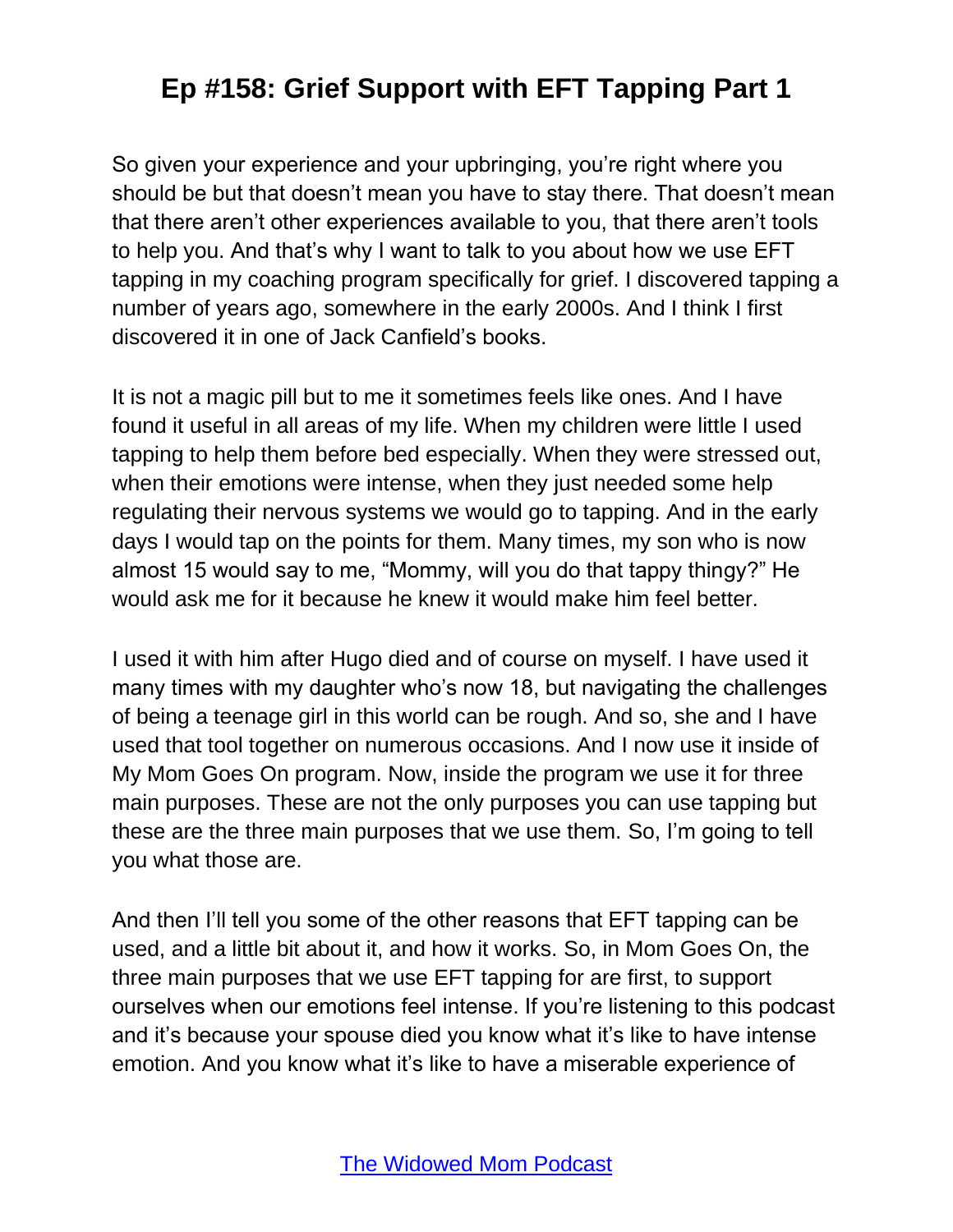So given your experience and your upbringing, you're right where you should be but that doesn't mean you have to stay there. That doesn't mean that there aren't other experiences available to you, that there aren't tools to help you. And that's why I want to talk to you about how we use EFT tapping in my coaching program specifically for grief. I discovered tapping a number of years ago, somewhere in the early 2000s. And I think I first discovered it in one of Jack Canfield's books.

It is not a magic pill but to me it sometimes feels like ones. And I have found it useful in all areas of my life. When my children were little I used tapping to help them before bed especially. When they were stressed out, when their emotions were intense, when they just needed some help regulating their nervous systems we would go to tapping. And in the early days I would tap on the points for them. Many times, my son who is now almost 15 would say to me, "Mommy, will you do that tappy thingy?" He would ask me for it because he knew it would make him feel better.

I used it with him after Hugo died and of course on myself. I have used it many times with my daughter who's now 18, but navigating the challenges of being a teenage girl in this world can be rough. And so, she and I have used that tool together on numerous occasions. And I now use it inside of My Mom Goes On program. Now, inside the program we use it for three main purposes. These are not the only purposes you can use tapping but these are the three main purposes that we use them. So, I'm going to tell you what those are.

And then I'll tell you some of the other reasons that EFT tapping can be used, and a little bit about it, and how it works. So, in Mom Goes On, the three main purposes that we use EFT tapping for are first, to support ourselves when our emotions feel intense. If you're listening to this podcast and it's because your spouse died you know what it's like to have intense emotion. And you know what it's like to have a miserable experience of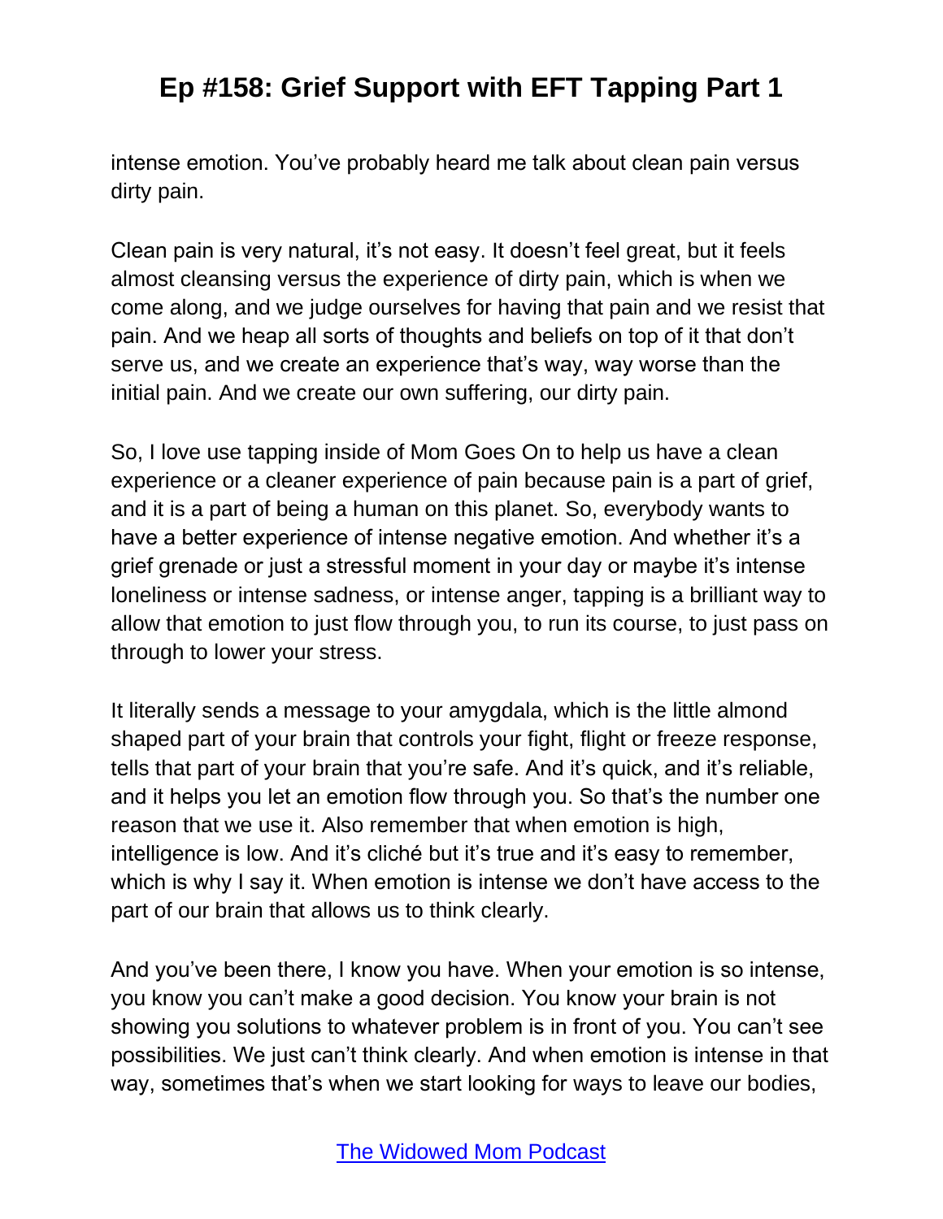intense emotion. You've probably heard me talk about clean pain versus dirty pain.

Clean pain is very natural, it's not easy. It doesn't feel great, but it feels almost cleansing versus the experience of dirty pain, which is when we come along, and we judge ourselves for having that pain and we resist that pain. And we heap all sorts of thoughts and beliefs on top of it that don't serve us, and we create an experience that's way, way worse than the initial pain. And we create our own suffering, our dirty pain.

So, I love use tapping inside of Mom Goes On to help us have a clean experience or a cleaner experience of pain because pain is a part of grief, and it is a part of being a human on this planet. So, everybody wants to have a better experience of intense negative emotion. And whether it's a grief grenade or just a stressful moment in your day or maybe it's intense loneliness or intense sadness, or intense anger, tapping is a brilliant way to allow that emotion to just flow through you, to run its course, to just pass on through to lower your stress.

It literally sends a message to your amygdala, which is the little almond shaped part of your brain that controls your fight, flight or freeze response, tells that part of your brain that you're safe. And it's quick, and it's reliable, and it helps you let an emotion flow through you. So that's the number one reason that we use it. Also remember that when emotion is high, intelligence is low. And it's cliché but it's true and it's easy to remember, which is why I say it. When emotion is intense we don't have access to the part of our brain that allows us to think clearly.

And you've been there, I know you have. When your emotion is so intense, you know you can't make a good decision. You know your brain is not showing you solutions to whatever problem is in front of you. You can't see possibilities. We just can't think clearly. And when emotion is intense in that way, sometimes that's when we start looking for ways to leave our bodies,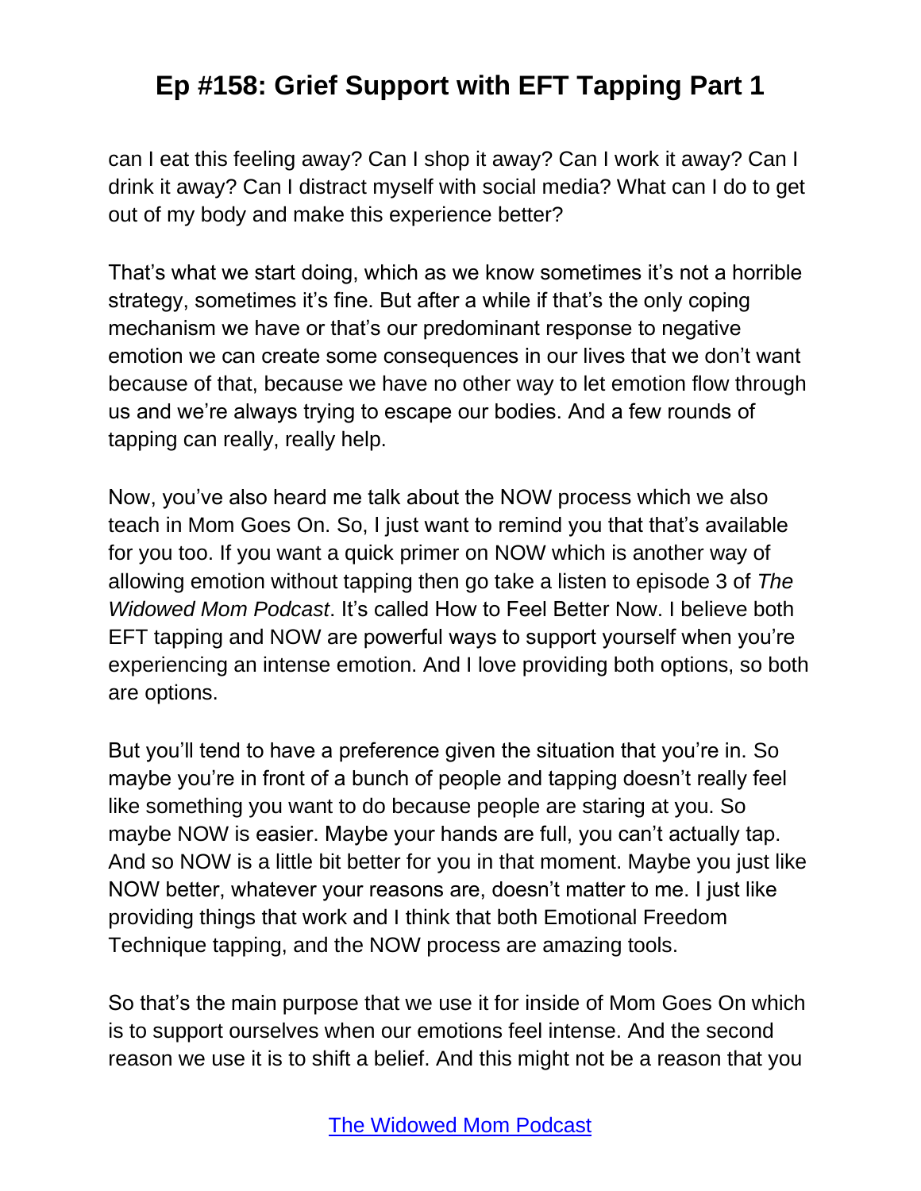can I eat this feeling away? Can I shop it away? Can I work it away? Can I drink it away? Can I distract myself with social media? What can I do to get out of my body and make this experience better?

That's what we start doing, which as we know sometimes it's not a horrible strategy, sometimes it's fine. But after a while if that's the only coping mechanism we have or that's our predominant response to negative emotion we can create some consequences in our lives that we don't want because of that, because we have no other way to let emotion flow through us and we're always trying to escape our bodies. And a few rounds of tapping can really, really help.

Now, you've also heard me talk about the NOW process which we also teach in Mom Goes On. So, I just want to remind you that that's available for you too. If you want a quick primer on NOW which is another way of allowing emotion without tapping then go take a listen to episode 3 of *The Widowed Mom Podcast*. It's called How to Feel Better Now. I believe both EFT tapping and NOW are powerful ways to support yourself when you're experiencing an intense emotion. And I love providing both options, so both are options.

But you'll tend to have a preference given the situation that you're in. So maybe you're in front of a bunch of people and tapping doesn't really feel like something you want to do because people are staring at you. So maybe NOW is easier. Maybe your hands are full, you can't actually tap. And so NOW is a little bit better for you in that moment. Maybe you just like NOW better, whatever your reasons are, doesn't matter to me. I just like providing things that work and I think that both Emotional Freedom Technique tapping, and the NOW process are amazing tools.

So that's the main purpose that we use it for inside of Mom Goes On which is to support ourselves when our emotions feel intense. And the second reason we use it is to shift a belief. And this might not be a reason that you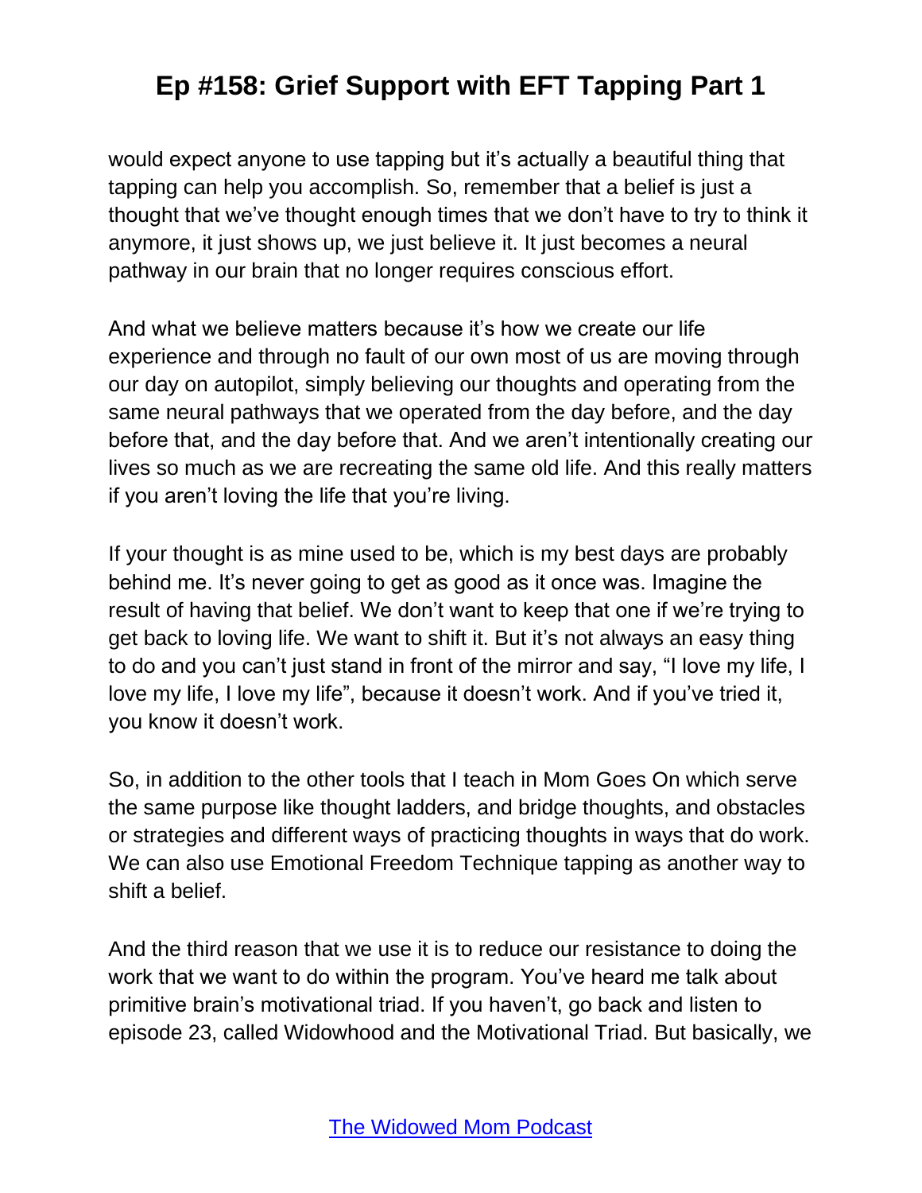would expect anyone to use tapping but it's actually a beautiful thing that tapping can help you accomplish. So, remember that a belief is just a thought that we've thought enough times that we don't have to try to think it anymore, it just shows up, we just believe it. It just becomes a neural pathway in our brain that no longer requires conscious effort.

And what we believe matters because it's how we create our life experience and through no fault of our own most of us are moving through our day on autopilot, simply believing our thoughts and operating from the same neural pathways that we operated from the day before, and the day before that, and the day before that. And we aren't intentionally creating our lives so much as we are recreating the same old life. And this really matters if you aren't loving the life that you're living.

If your thought is as mine used to be, which is my best days are probably behind me. It's never going to get as good as it once was. Imagine the result of having that belief. We don't want to keep that one if we're trying to get back to loving life. We want to shift it. But it's not always an easy thing to do and you can't just stand in front of the mirror and say, "I love my life, I love my life, I love my life", because it doesn't work. And if you've tried it, you know it doesn't work.

So, in addition to the other tools that I teach in Mom Goes On which serve the same purpose like thought ladders, and bridge thoughts, and obstacles or strategies and different ways of practicing thoughts in ways that do work. We can also use Emotional Freedom Technique tapping as another way to shift a belief.

And the third reason that we use it is to reduce our resistance to doing the work that we want to do within the program. You've heard me talk about primitive brain's motivational triad. If you haven't, go back and listen to episode 23, called Widowhood and the Motivational Triad. But basically, we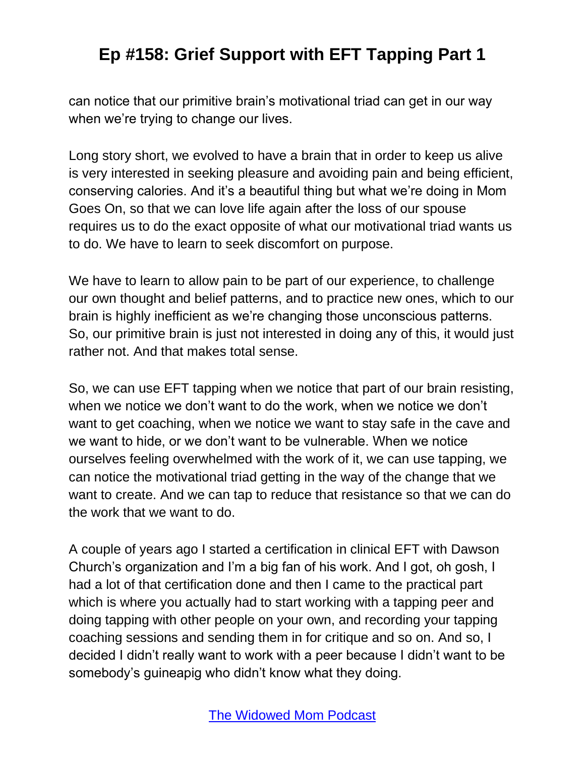can notice that our primitive brain's motivational triad can get in our way when we're trying to change our lives.

Long story short, we evolved to have a brain that in order to keep us alive is very interested in seeking pleasure and avoiding pain and being efficient, conserving calories. And it's a beautiful thing but what we're doing in Mom Goes On, so that we can love life again after the loss of our spouse requires us to do the exact opposite of what our motivational triad wants us to do. We have to learn to seek discomfort on purpose.

We have to learn to allow pain to be part of our experience, to challenge our own thought and belief patterns, and to practice new ones, which to our brain is highly inefficient as we're changing those unconscious patterns. So, our primitive brain is just not interested in doing any of this, it would just rather not. And that makes total sense.

So, we can use EFT tapping when we notice that part of our brain resisting, when we notice we don't want to do the work, when we notice we don't want to get coaching, when we notice we want to stay safe in the cave and we want to hide, or we don't want to be vulnerable. When we notice ourselves feeling overwhelmed with the work of it, we can use tapping, we can notice the motivational triad getting in the way of the change that we want to create. And we can tap to reduce that resistance so that we can do the work that we want to do.

A couple of years ago I started a certification in clinical EFT with Dawson Church's organization and I'm a big fan of his work. And I got, oh gosh, I had a lot of that certification done and then I came to the practical part which is where you actually had to start working with a tapping peer and doing tapping with other people on your own, and recording your tapping coaching sessions and sending them in for critique and so on. And so, I decided I didn't really want to work with a peer because I didn't want to be somebody's guineapig who didn't know what they doing.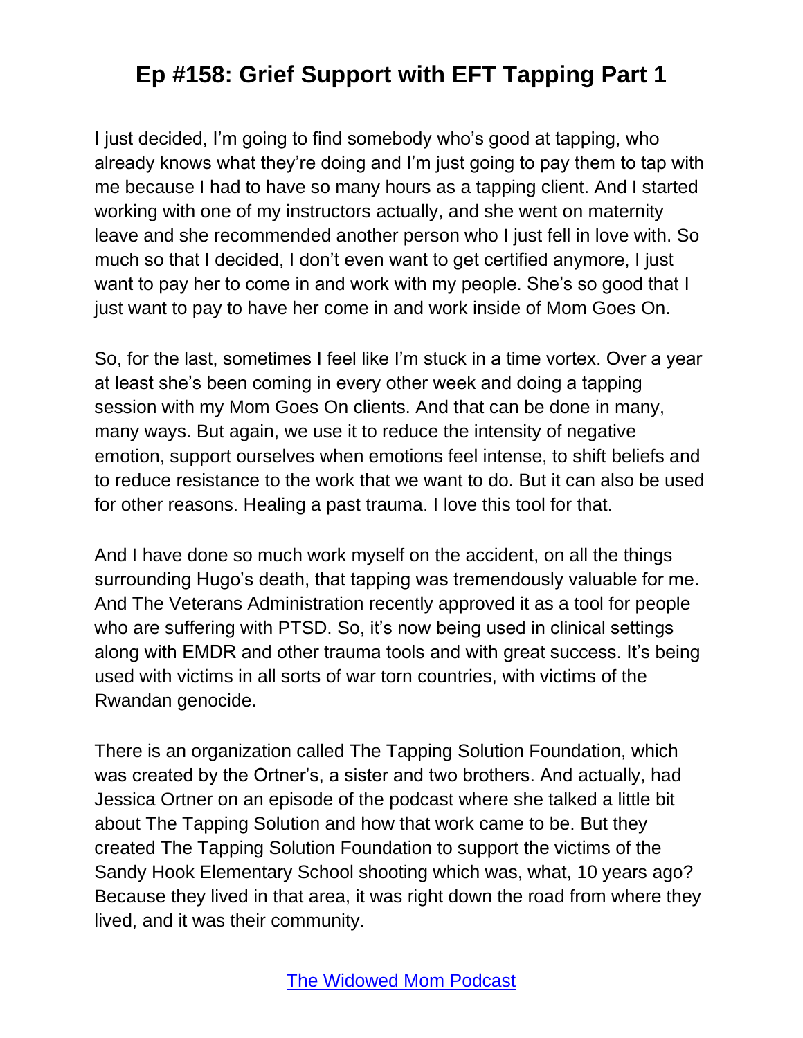I just decided, I'm going to find somebody who's good at tapping, who already knows what they're doing and I'm just going to pay them to tap with me because I had to have so many hours as a tapping client. And I started working with one of my instructors actually, and she went on maternity leave and she recommended another person who I just fell in love with. So much so that I decided, I don't even want to get certified anymore, I just want to pay her to come in and work with my people. She's so good that I just want to pay to have her come in and work inside of Mom Goes On.

So, for the last, sometimes I feel like I'm stuck in a time vortex. Over a year at least she's been coming in every other week and doing a tapping session with my Mom Goes On clients. And that can be done in many, many ways. But again, we use it to reduce the intensity of negative emotion, support ourselves when emotions feel intense, to shift beliefs and to reduce resistance to the work that we want to do. But it can also be used for other reasons. Healing a past trauma. I love this tool for that.

And I have done so much work myself on the accident, on all the things surrounding Hugo's death, that tapping was tremendously valuable for me. And The Veterans Administration recently approved it as a tool for people who are suffering with PTSD. So, it's now being used in clinical settings along with EMDR and other trauma tools and with great success. It's being used with victims in all sorts of war torn countries, with victims of the Rwandan genocide.

There is an organization called The Tapping Solution Foundation, which was created by the Ortner's, a sister and two brothers. And actually, had Jessica Ortner on an episode of the podcast where she talked a little bit about The Tapping Solution and how that work came to be. But they created The Tapping Solution Foundation to support the victims of the Sandy Hook Elementary School shooting which was, what, 10 years ago? Because they lived in that area, it was right down the road from where they lived, and it was their community.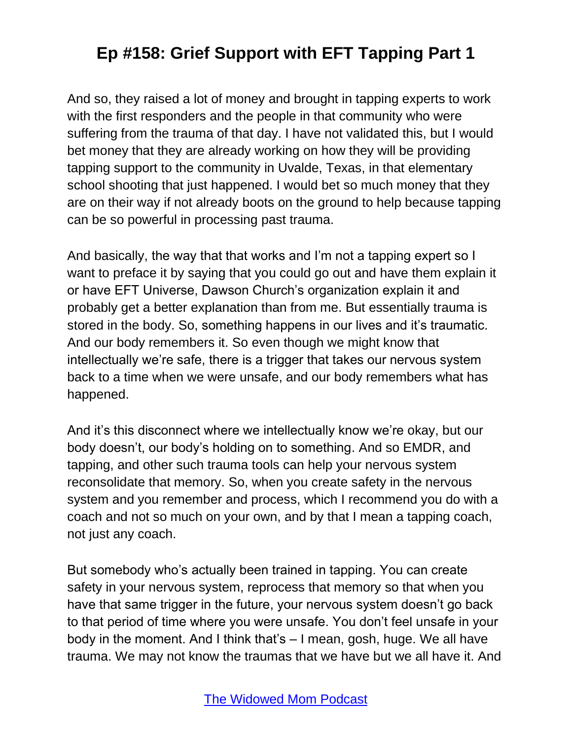And so, they raised a lot of money and brought in tapping experts to work with the first responders and the people in that community who were suffering from the trauma of that day. I have not validated this, but I would bet money that they are already working on how they will be providing tapping support to the community in Uvalde, Texas, in that elementary school shooting that just happened. I would bet so much money that they are on their way if not already boots on the ground to help because tapping can be so powerful in processing past trauma.

And basically, the way that that works and I'm not a tapping expert so I want to preface it by saying that you could go out and have them explain it or have EFT Universe, Dawson Church's organization explain it and probably get a better explanation than from me. But essentially trauma is stored in the body. So, something happens in our lives and it's traumatic. And our body remembers it. So even though we might know that intellectually we're safe, there is a trigger that takes our nervous system back to a time when we were unsafe, and our body remembers what has happened.

And it's this disconnect where we intellectually know we're okay, but our body doesn't, our body's holding on to something. And so EMDR, and tapping, and other such trauma tools can help your nervous system reconsolidate that memory. So, when you create safety in the nervous system and you remember and process, which I recommend you do with a coach and not so much on your own, and by that I mean a tapping coach, not just any coach.

But somebody who's actually been trained in tapping. You can create safety in your nervous system, reprocess that memory so that when you have that same trigger in the future, your nervous system doesn't go back to that period of time where you were unsafe. You don't feel unsafe in your body in the moment. And I think that's – I mean, gosh, huge. We all have trauma. We may not know the traumas that we have but we all have it. And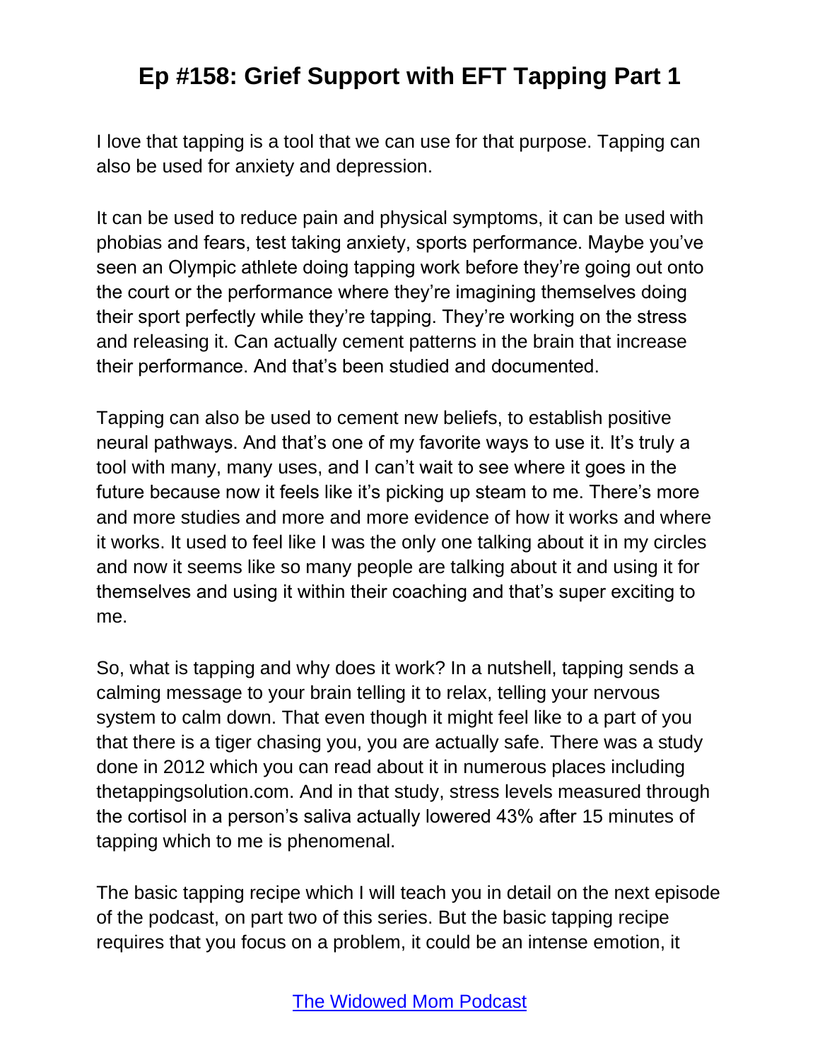I love that tapping is a tool that we can use for that purpose. Tapping can also be used for anxiety and depression.

It can be used to reduce pain and physical symptoms, it can be used with phobias and fears, test taking anxiety, sports performance. Maybe you've seen an Olympic athlete doing tapping work before they're going out onto the court or the performance where they're imagining themselves doing their sport perfectly while they're tapping. They're working on the stress and releasing it. Can actually cement patterns in the brain that increase their performance. And that's been studied and documented.

Tapping can also be used to cement new beliefs, to establish positive neural pathways. And that's one of my favorite ways to use it. It's truly a tool with many, many uses, and I can't wait to see where it goes in the future because now it feels like it's picking up steam to me. There's more and more studies and more and more evidence of how it works and where it works. It used to feel like I was the only one talking about it in my circles and now it seems like so many people are talking about it and using it for themselves and using it within their coaching and that's super exciting to me.

So, what is tapping and why does it work? In a nutshell, tapping sends a calming message to your brain telling it to relax, telling your nervous system to calm down. That even though it might feel like to a part of you that there is a tiger chasing you, you are actually safe. There was a study done in 2012 which you can read about it in numerous places including thetappingsolution.com. And in that study, stress levels measured through the cortisol in a person's saliva actually lowered 43% after 15 minutes of tapping which to me is phenomenal.

The basic tapping recipe which I will teach you in detail on the next episode of the podcast, on part two of this series. But the basic tapping recipe requires that you focus on a problem, it could be an intense emotion, it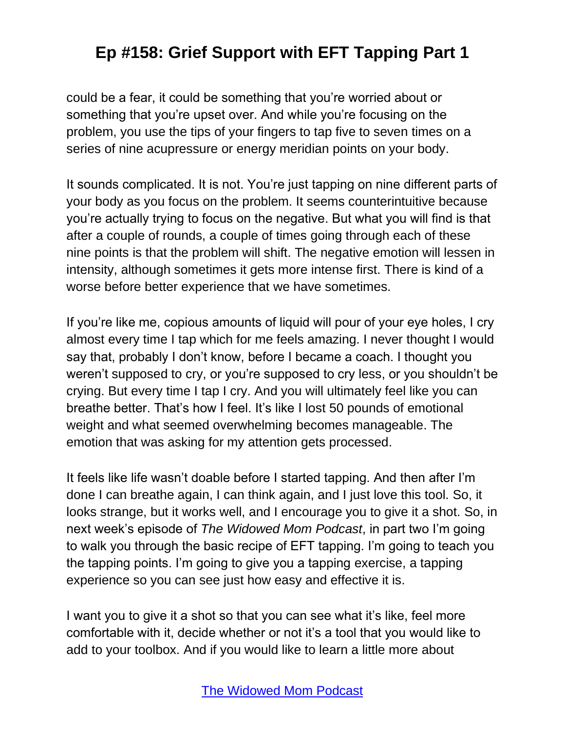could be a fear, it could be something that you're worried about or something that you're upset over. And while you're focusing on the problem, you use the tips of your fingers to tap five to seven times on a series of nine acupressure or energy meridian points on your body.

It sounds complicated. It is not. You're just tapping on nine different parts of your body as you focus on the problem. It seems counterintuitive because you're actually trying to focus on the negative. But what you will find is that after a couple of rounds, a couple of times going through each of these nine points is that the problem will shift. The negative emotion will lessen in intensity, although sometimes it gets more intense first. There is kind of a worse before better experience that we have sometimes.

If you're like me, copious amounts of liquid will pour of your eye holes, I cry almost every time I tap which for me feels amazing. I never thought I would say that, probably I don't know, before I became a coach. I thought you weren't supposed to cry, or you're supposed to cry less, or you shouldn't be crying. But every time I tap I cry. And you will ultimately feel like you can breathe better. That's how I feel. It's like I lost 50 pounds of emotional weight and what seemed overwhelming becomes manageable. The emotion that was asking for my attention gets processed.

It feels like life wasn't doable before I started tapping. And then after I'm done I can breathe again, I can think again, and I just love this tool. So, it looks strange, but it works well, and I encourage you to give it a shot. So, in next week's episode of *The Widowed Mom Podcast*, in part two I'm going to walk you through the basic recipe of EFT tapping. I'm going to teach you the tapping points. I'm going to give you a tapping exercise, a tapping experience so you can see just how easy and effective it is.

I want you to give it a shot so that you can see what it's like, feel more comfortable with it, decide whether or not it's a tool that you would like to add to your toolbox. And if you would like to learn a little more about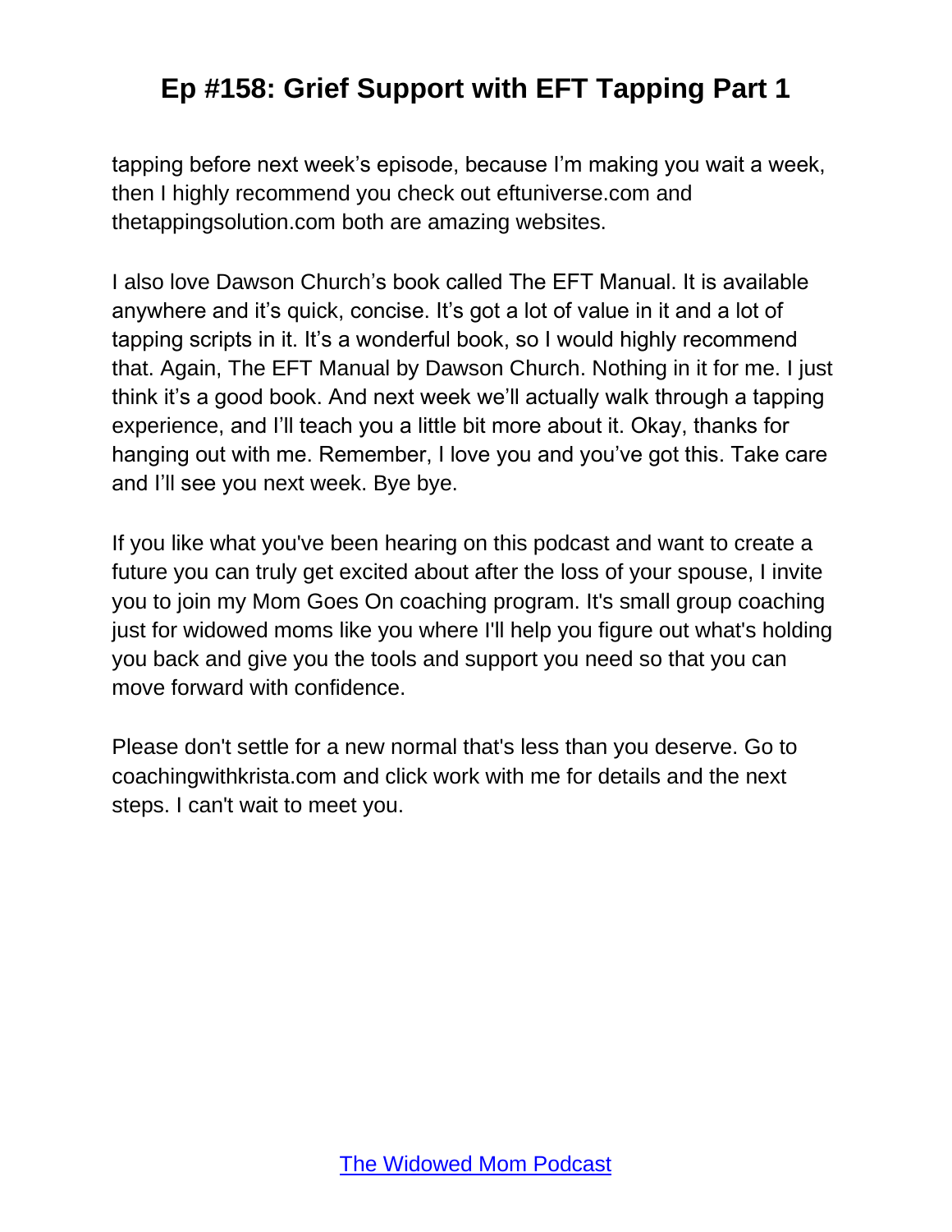tapping before next week's episode, because I'm making you wait a week, then I highly recommend you check out eftuniverse.com and thetappingsolution.com both are amazing websites.

I also love Dawson Church's book called The EFT Manual. It is available anywhere and it's quick, concise. It's got a lot of value in it and a lot of tapping scripts in it. It's a wonderful book, so I would highly recommend that. Again, The EFT Manual by Dawson Church. Nothing in it for me. I just think it's a good book. And next week we'll actually walk through a tapping experience, and I'll teach you a little bit more about it. Okay, thanks for hanging out with me. Remember, I love you and you've got this. Take care and I'll see you next week. Bye bye.

If you like what you've been hearing on this podcast and want to create a future you can truly get excited about after the loss of your spouse, I invite you to join my Mom Goes On coaching program. It's small group coaching just for widowed moms like you where I'll help you figure out what's holding you back and give you the tools and support you need so that you can move forward with confidence.

Please don't settle for a new normal that's less than you deserve. Go to coachingwithkrista.com and click work with me for details and the next steps. I can't wait to meet you.